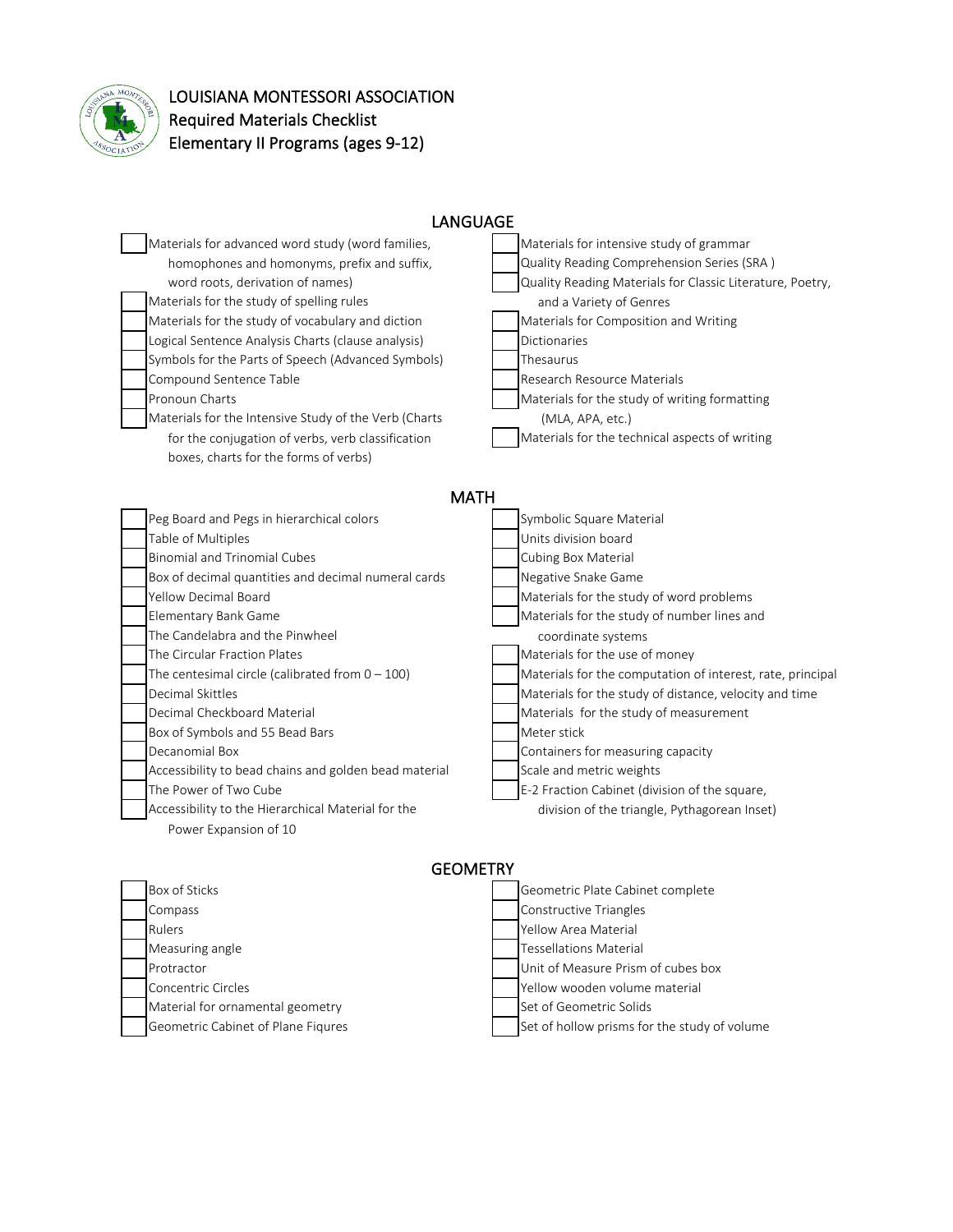# LOUISIANA MONTESSORI ASSOCIATION
## Required Materials Checklist
## Elementary II Programs (ages 9-12)

### LANGUAGE

- [ ] Materials for advanced word study (word families, homophones and homonyms, prefix and suffix, word roots, derivation of names)
- [ ] Materials for the study of spelling rules
- [ ] Materials for the study of vocabulary and diction
- [ ] Logical Sentence Analysis Charts (clause analysis)
- [ ] Symbols for the Parts of Speech (Advanced Symbols)
- [ ] Compound Sentence Table
- [ ] Pronoun Charts
- [ ] Materials for the Intensive Study of the Verb (Charts for the conjugation of verbs, verb classification boxes, charts for the forms of verbs)
- [ ] Materials for intensive study of grammar
- [ ] Quality Reading Comprehension Series (SRA )
- [ ] Quality Reading Materials for Classic Literature, Poetry, and a Variety of Genres
- [ ] Materials for Composition and Writing
- [ ] Dictionaries
- [ ] Thesaurus
- [ ] Research Resource Materials
- [ ] Materials for the study of writing formatting (MLA, APA, etc.)
- [ ] Materials for the technical aspects of writing

### MATH

- [ ] Peg Board and Pegs in hierarchical colors
- [ ] Table of Multiples
- [ ] Binomial and Trinomial Cubes
- [ ] Box of decimal quantities and decimal numeral cards
- [ ] Yellow Decimal Board
- [ ] Elementary Bank Game
- [ ] The Candelabra and the Pinwheel
- [ ] The Circular Fraction Plates
- [ ] The centesimal circle (calibrated from 0 – 100)
- [ ] Decimal Skittles
- [ ] Decimal Checkboard Material
- [ ] Box of Symbols and 55 Bead Bars
- [ ] Decanomial Box
- [ ] Accessibility to bead chains and golden bead material
- [ ] The Power of Two Cube
- [ ] Accessibility to the Hierarchical Material for the Power Expansion of 10
- [ ] Symbolic Square Material
- [ ] Units division board
- [ ] Cubing Box Material
- [ ] Negative Snake Game
- [ ] Materials for the study of word problems
- [ ] Materials for the study of number lines and coordinate systems
- [ ] Materials for the use of money
- [ ] Materials for the computation of interest, rate, principal
- [ ] Materials for the study of distance, velocity and time
- [ ] Materials for the study of measurement
- [ ] Meter stick
- [ ] Containers for measuring capacity
- [ ] Scale and metric weights
- [ ] E-2 Fraction Cabinet (division of the square, division of the triangle, Pythagorean Inset)

### GEOMETRY

- [ ] Box of Sticks
- [ ] Compass
- [ ] Rulers
- [ ] Measuring angle
- [ ] Protractor
- [ ] Concentric Circles
- [ ] Material for ornamental geometry
- [ ] Geometric Cabinet of Plane Fiqures
- [ ] Geometric Plate Cabinet complete
- [ ] Constructive Triangles
- [ ] Yellow Area Material
- [ ] Tessellations Material
- [ ] Unit of Measure Prism of cubes box
- [ ] Yellow wooden volume material
- [ ] Set of Geometric Solids
- [ ] Set of hollow prisms for the study of volume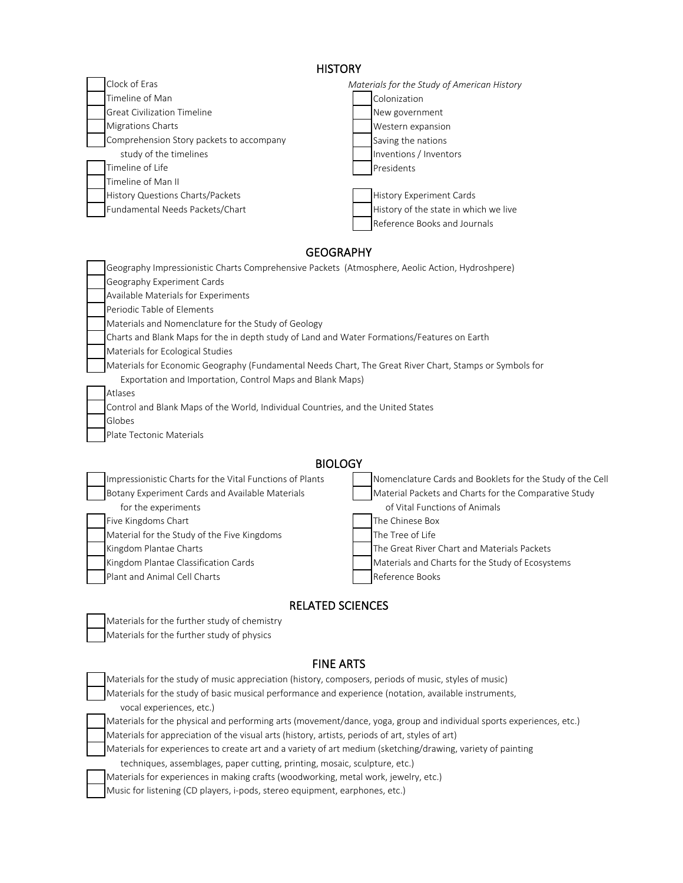## HISTORY

- [ ] Clock of Eras
- [ ] Timeline of Man
- [ ] Great Civilization Timeline
- [ ] Migrations Charts
- [ ] Comprehension Story packets to accompany study of the timelines
- [ ] Timeline of Life
- [ ] Timeline of Man II
- [ ] History Questions Charts/Packets
- [ ] Fundamental Needs Packets/Chart

*Materials for the Study of American History*

- [ ] Colonization
- [ ] New government
- [ ] Western expansion
- [ ] Saving the nations
- [ ] Inventions / Inventors
- [ ] Presidents

- [ ] History Experiment Cards
- [ ] History of the state in which we live
- [ ] Reference Books and Journals

## GEOGRAPHY

- [ ] Geography Impressionistic Charts Comprehensive Packets (Atmosphere, Aeolic Action, Hydroshpere)
- [ ] Geography Experiment Cards
- [ ] Available Materials for Experiments
- [ ] Periodic Table of Elements
- [ ] Materials and Nomenclature for the Study of Geology
- [ ] Charts and Blank Maps for the in depth study of Land and Water Formations/Features on Earth
- [ ] Materials for Ecological Studies
- [ ] Materials for Economic Geography (Fundamental Needs Chart, The Great River Chart, Stamps or Symbols for Exportation and Importation, Control Maps and Blank Maps)
- [ ] Atlases
- [ ] Control and Blank Maps of the World, Individual Countries, and the United States
- [ ] Globes
- [ ] Plate Tectonic Materials

## BIOLOGY

- [ ] Impressionistic Charts for the Vital Functions of Plants
- [ ] Botany Experiment Cards and Available Materials for the experiments
- [ ] Five Kingdoms Chart
- [ ] Material for the Study of the Five Kingdoms
- [ ] Kingdom Plantae Charts
- [ ] Kingdom Plantae Classification Cards
- [ ] Plant and Animal Cell Charts
- [ ] Nomenclature Cards and Booklets for the Study of the Cell
- [ ] Material Packets and Charts for the Comparative Study of Vital Functions of Animals
- [ ] The Chinese Box
- [ ] The Tree of Life
- [ ] The Great River Chart and Materials Packets
- [ ] Materials and Charts for the Study of Ecosystems
- [ ] Reference Books

## RELATED SCIENCES

- [ ] Materials for the further study of chemistry
- [ ] Materials for the further study of physics

## FINE ARTS

- [ ] Materials for the study of music appreciation (history, composers, periods of music, styles of music)
- [ ] Materials for the study of basic musical performance and experience (notation, available instruments, vocal experiences, etc.)
- [ ] Materials for the physical and performing arts (movement/dance, yoga, group and individual sports experiences, etc.)
- [ ] Materials for appreciation of the visual arts (history, artists, periods of art, styles of art)
- [ ] Materials for experiences to create art and a variety of art medium (sketching/drawing, variety of painting techniques, assemblages, paper cutting, printing, mosaic, sculpture, etc.)
- [ ] Materials for experiences in making crafts (woodworking, metal work, jewelry, etc.)
- [ ] Music for listening (CD players, i-pods, stereo equipment, earphones, etc.)